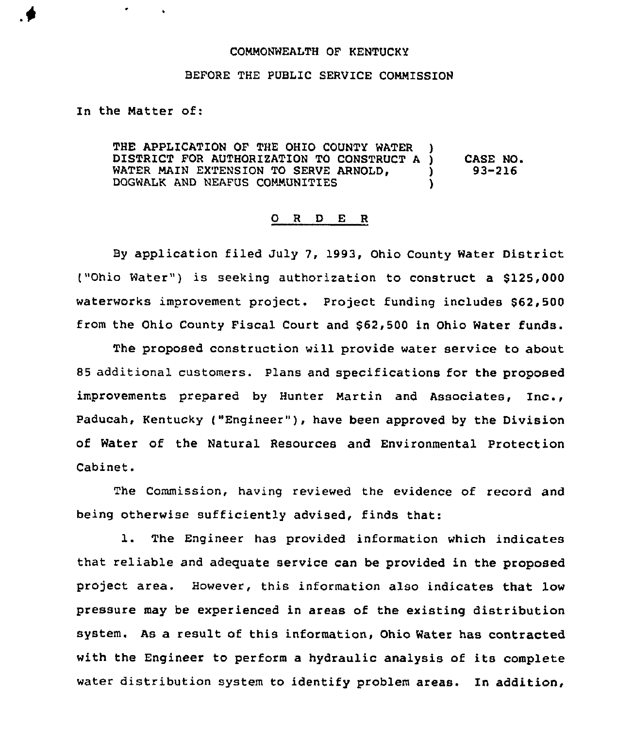COMMONWEALTH OF KENTUCKY

BEFORE THE PUBLIC SERVICE COMMISSION

In the Matter of:

| | |
|---|---|
| THE APPLICATION OF THE OHIO COUNTY WATER DISTRICT FOR AUTHORIZATION TO CONSTRUCT A WATER MAIN EXTENSION TO SERVE ARNOLD, DOGWALK AND NEAFUS COMMUNITIES | CASE NO. 93-216 |

## O R D E R

By application filed July 7, 1993, Ohio County Water District ("Ohio Water") is seeking authorization to construct a $125,000 waterworks improvement project. Project funding includes $62,500 from the Ohio County Fiscal Court and $62,500 in Ohio Water funds.

The proposed construction will provide water service to about 85 additional customers. Plans and specifications for the proposed improvements prepared by Hunter Martin and Associates, Inc., Paducah, Kentucky ("Engineer"), have been approved by the Division of Water of the Natural Resources and Environmental Protection Cabinet.

The Commission, having reviewed the evidence of record and being otherwise sufficiently advised, finds that:

1. The Engineer has provided information which indicates that reliable and adequate service can be provided in the proposed project area. However, this information also indicates that low pressure may be experienced in areas of the existing distribution system. As a result of this information, Ohio Water has contracted with the Engineer to perform a hydraulic analysis of its complete water distribution system to identify problem areas. In addition,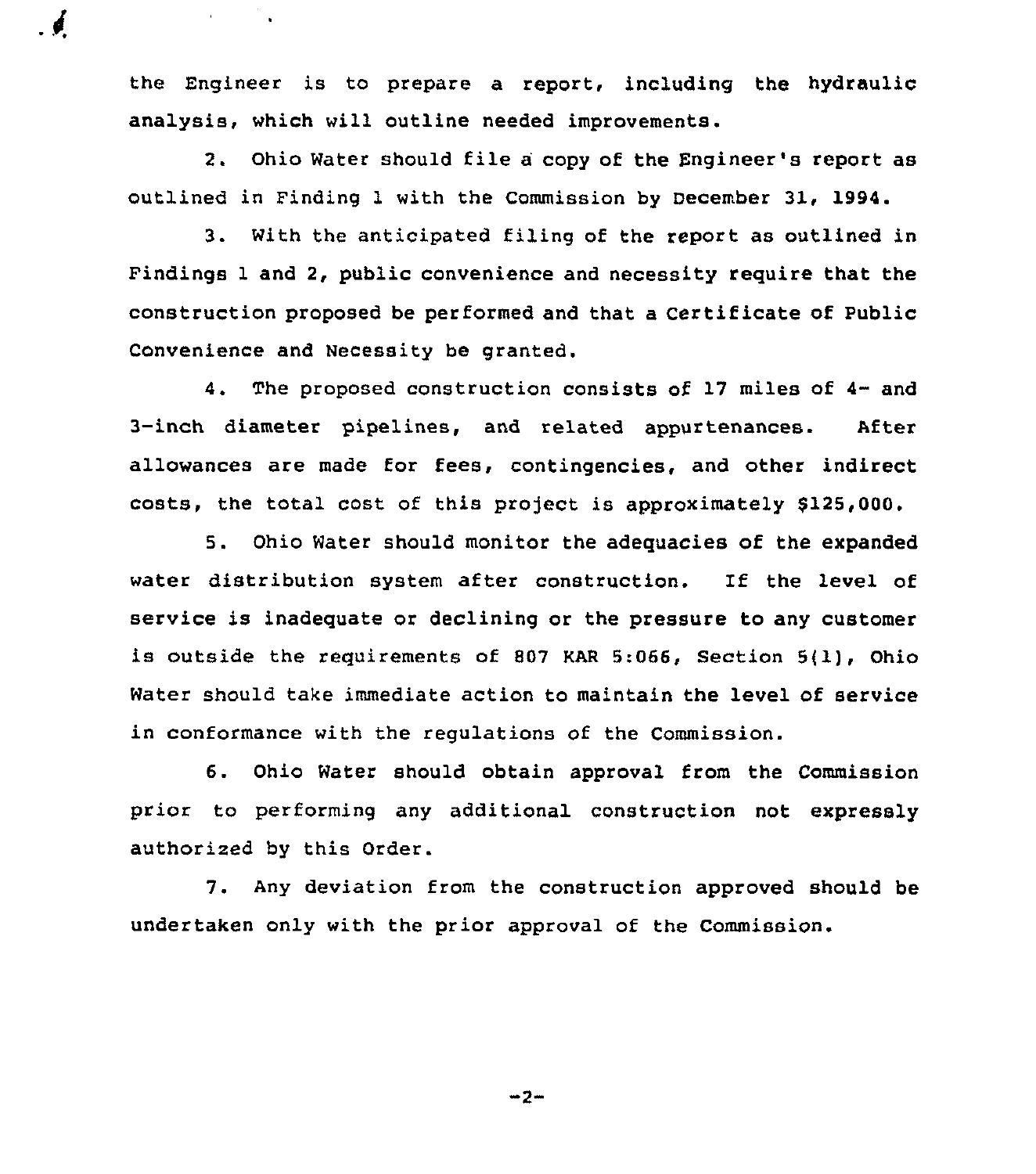the Engineer is to prepare a report, including the hydraulic analysis, which will outline needed improvements.

2. Ohio Water should file a copy of the Engineer's report as outlined in Finding 1 with the Commission by December 31, 1994.

3. With the anticipated filing of the report as outlined in Findings 1 and 2, public convenience and necessity require that the construction proposed be performed and that a Certificate of Public Convenience and Necessity be granted.

4. The proposed construction consists of 17 miles of 4- and 3-inch diameter pipelines, and related appurtenances. After allowances are made for fees, contingencies, and other indirect costs, the total cost of this project is approximately $125,000.

5. Ohio Water should monitor the adequacies of the expanded water distribution system after construction. If the level of service is inadequate or declining or the pressure to any customer is outside the requirements of 807 KAR 5:066, Section 5(1), Ohio Water should take immediate action to maintain the level of service in conformance with the regulations of the Commission.

6. Ohio Water should obtain approval from the Commission prior to performing any additional construction not expressly authorized by this Order.

7. Any deviation from the construction approved should be undertaken only with the prior approval of the Commission.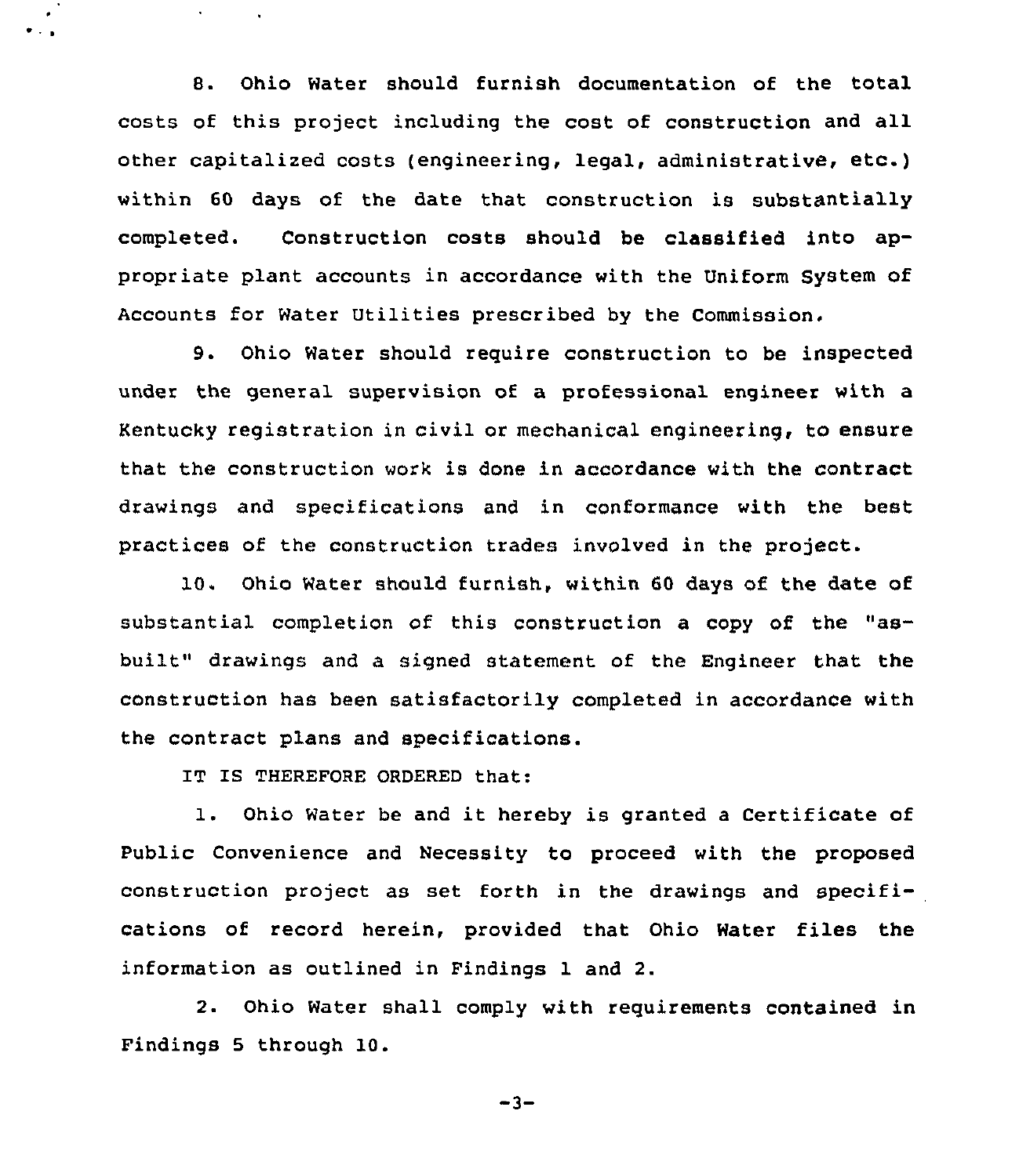8. Ohio Water should furnish documentation of the total costs of this project including the cost of construction and all other capitalized costs (engineering, legal, administrative, etc.) within 60 days of the date that construction is substantially completed. Construction costs should be classified into appropriate plant accounts in accordance with the Uniform System of Accounts for Water Utilities prescribed by the Commission.

9. Ohio Water should require construction to be inspected under the general supervision of a professional engineer with a Kentucky registration in civil or mechanical engineering, to ensure that the construction work is done in accordance with the contract drawings and specifications and in conformance with the best practices of the construction trades involved in the project.

10. Ohio Water should furnish, within 60 days of the date of substantial completion of this construction a copy of the "as-built" drawings and a signed statement of the Engineer that the construction has been satisfactorily completed in accordance with the contract plans and specifications.

IT IS THEREFORE ORDERED that:

1. Ohio Water be and it hereby is granted a Certificate of Public Convenience and Necessity to proceed with the proposed construction project as set forth in the drawings and specifications of record herein, provided that Ohio Water files the information as outlined in Findings 1 and 2.

2. Ohio Water shall comply with requirements contained in Findings 5 through 10.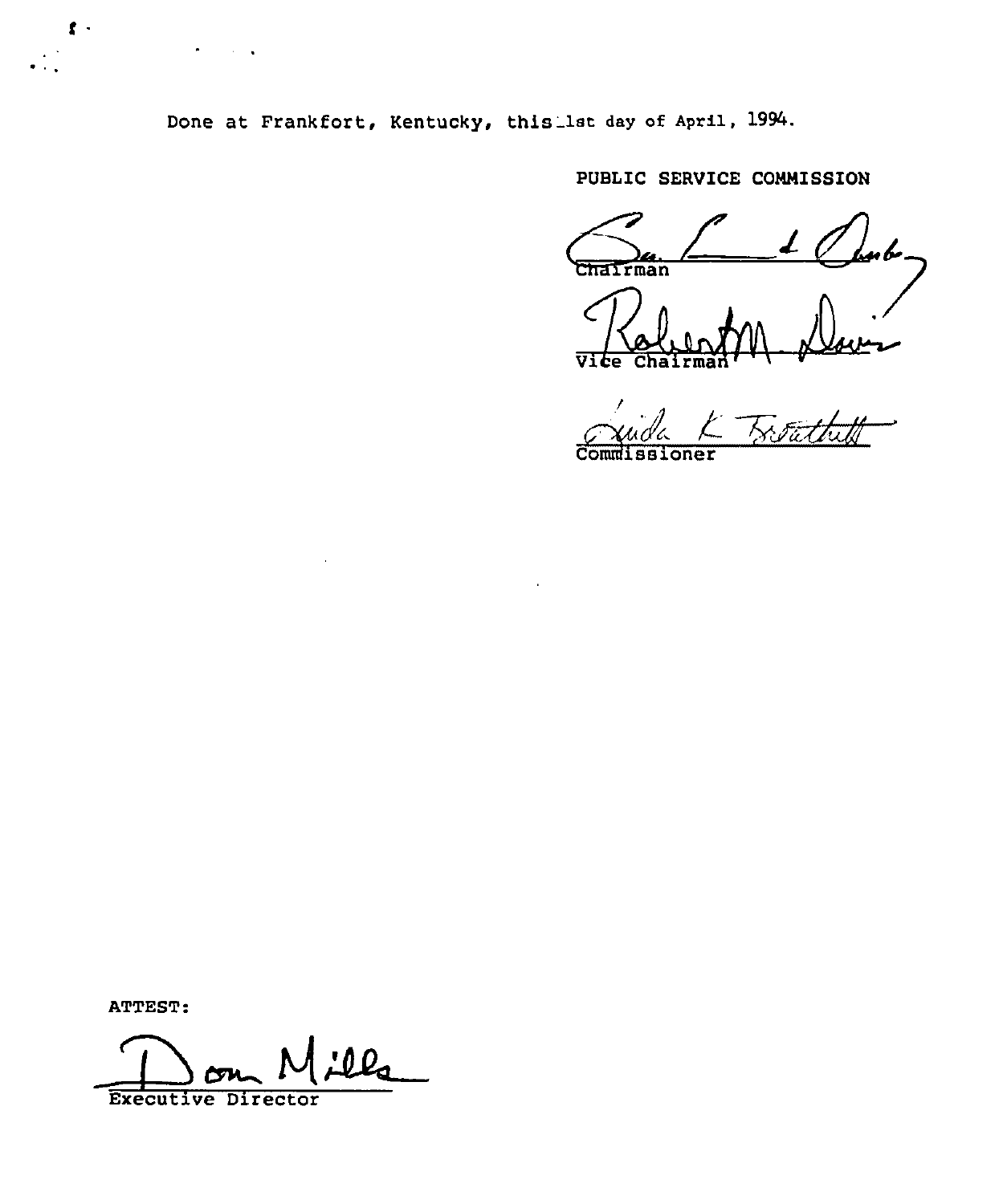Done at Frankfort, Kentucky, this 1st day of April, 1994.

PUBLIC SERVICE COMMISSION

Chairman

Vice Chairman

Commissioner

ATTEST:

Executive Director